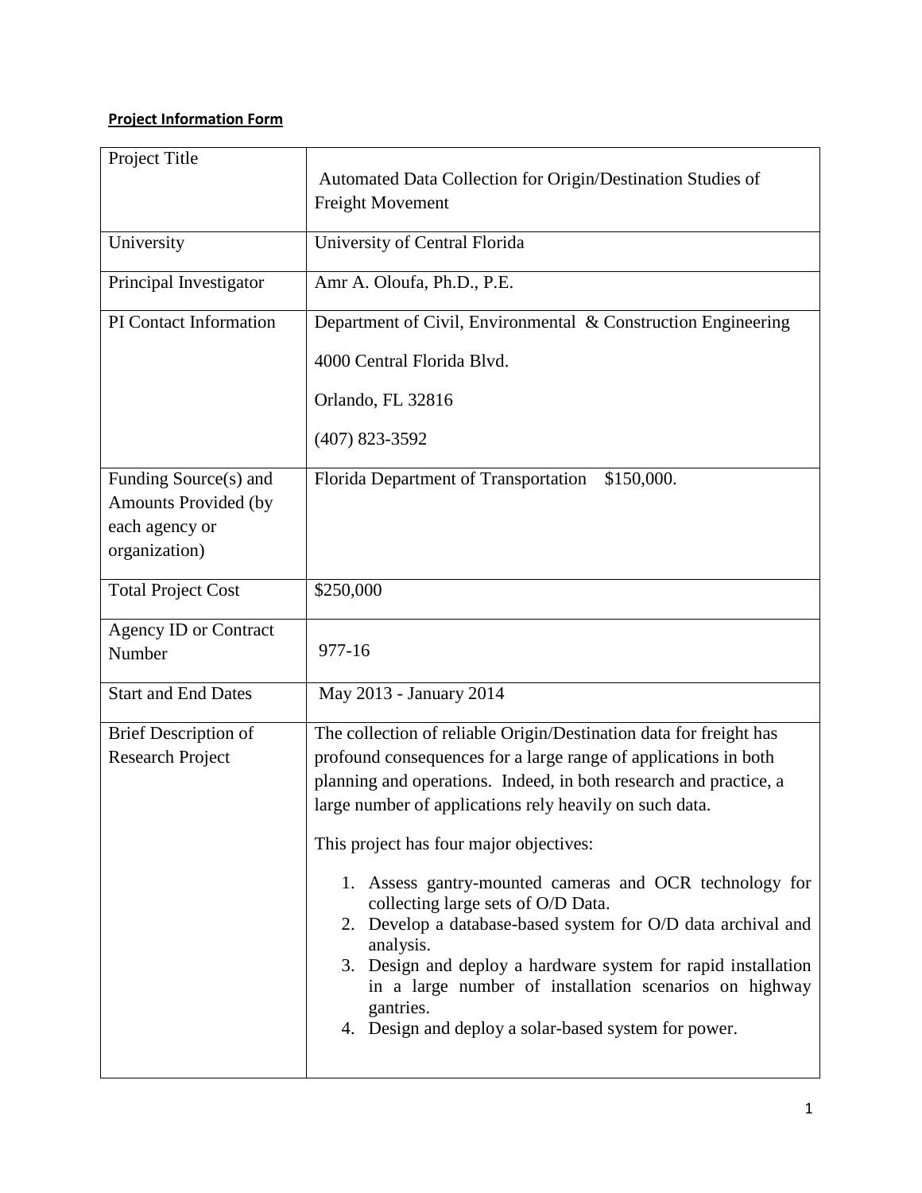**Project Information Form**

| Project Title | Automated Data Collection for Origin/Destination Studies of Freight Movement |
|---|---|
| University | University of Central Florida |
| Principal Investigator | Amr A. Oloufa, Ph.D., P.E. |
| PI Contact Information | Department of Civil, Environmental & Construction Engineering<br><br>4000 Central Florida Blvd.<br><br>Orlando, FL 32816<br><br>(407) 823-3592 |
| Funding Source(s) and Amounts Provided (by each agency or organization) | Florida Department of Transportation $150,000. |
| Total Project Cost | $250,000 |
| Agency ID or Contract Number | 977-16 |
| Start and End Dates | May 2013 - January 2014 |
| Brief Description of Research Project | The collection of reliable Origin/Destination data for freight has profound consequences for a large range of applications in both planning and operations. Indeed, in both research and practice, a large number of applications rely heavily on such data.<br><br>This project has four major objectives:<br><br>1. Assess gantry-mounted cameras and OCR technology for collecting large sets of O/D Data.<br>2. Develop a database-based system for O/D data archival and analysis.<br>3. Design and deploy a hardware system for rapid installation in a large number of installation scenarios on highway gantries.<br>4. Design and deploy a solar-based system for power. |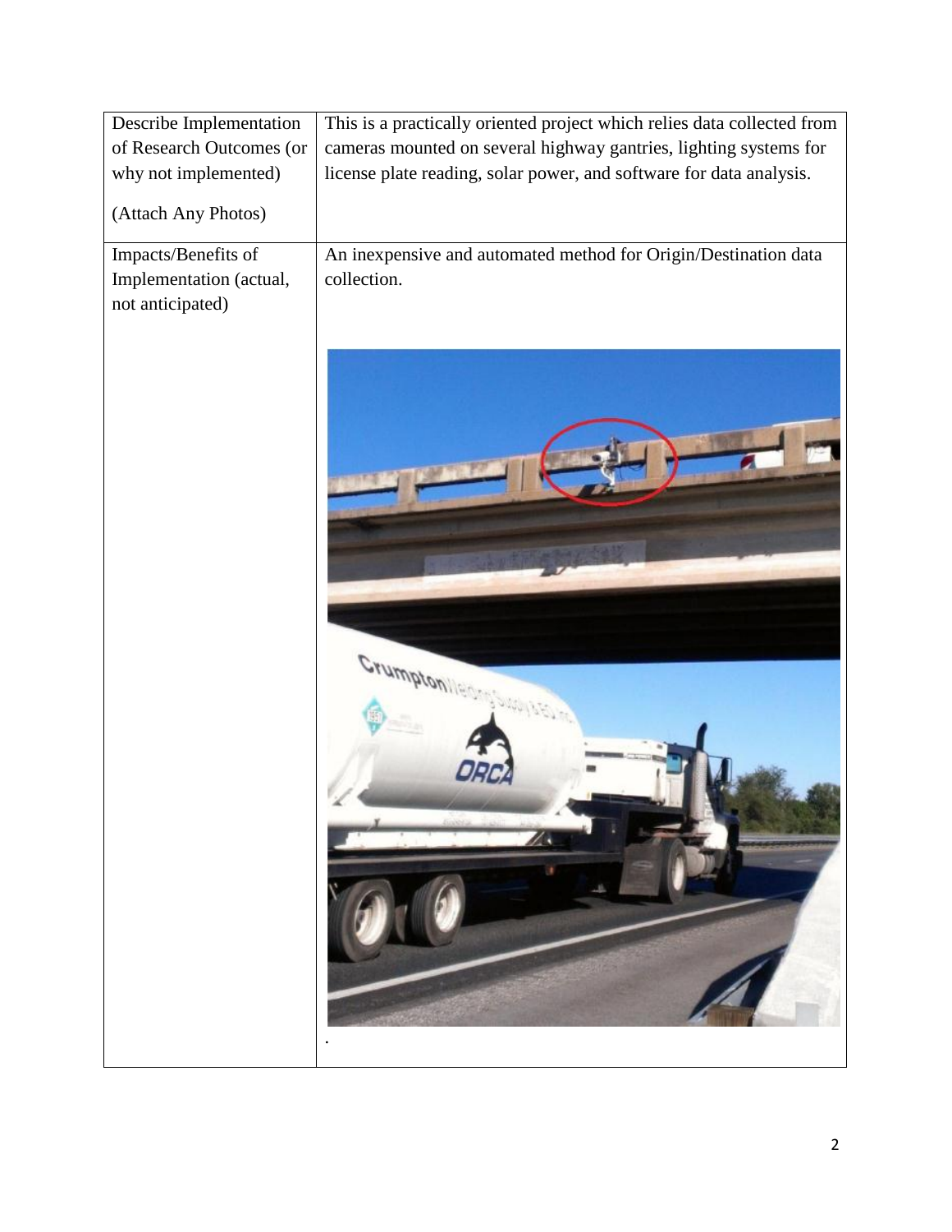| Describe Implementation of Research Outcomes (or why not implemented)<br><br>(Attach Any Photos) | This is a practically oriented project which relies data collected from cameras mounted on several highway gantries, lighting systems for license plate reading, solar power, and software for data analysis. |
|---|---|
| Impacts/Benefits of Implementation (actual, not anticipated) | An inexpensive and automated method for Origin/Destination data collection.<br><br>. |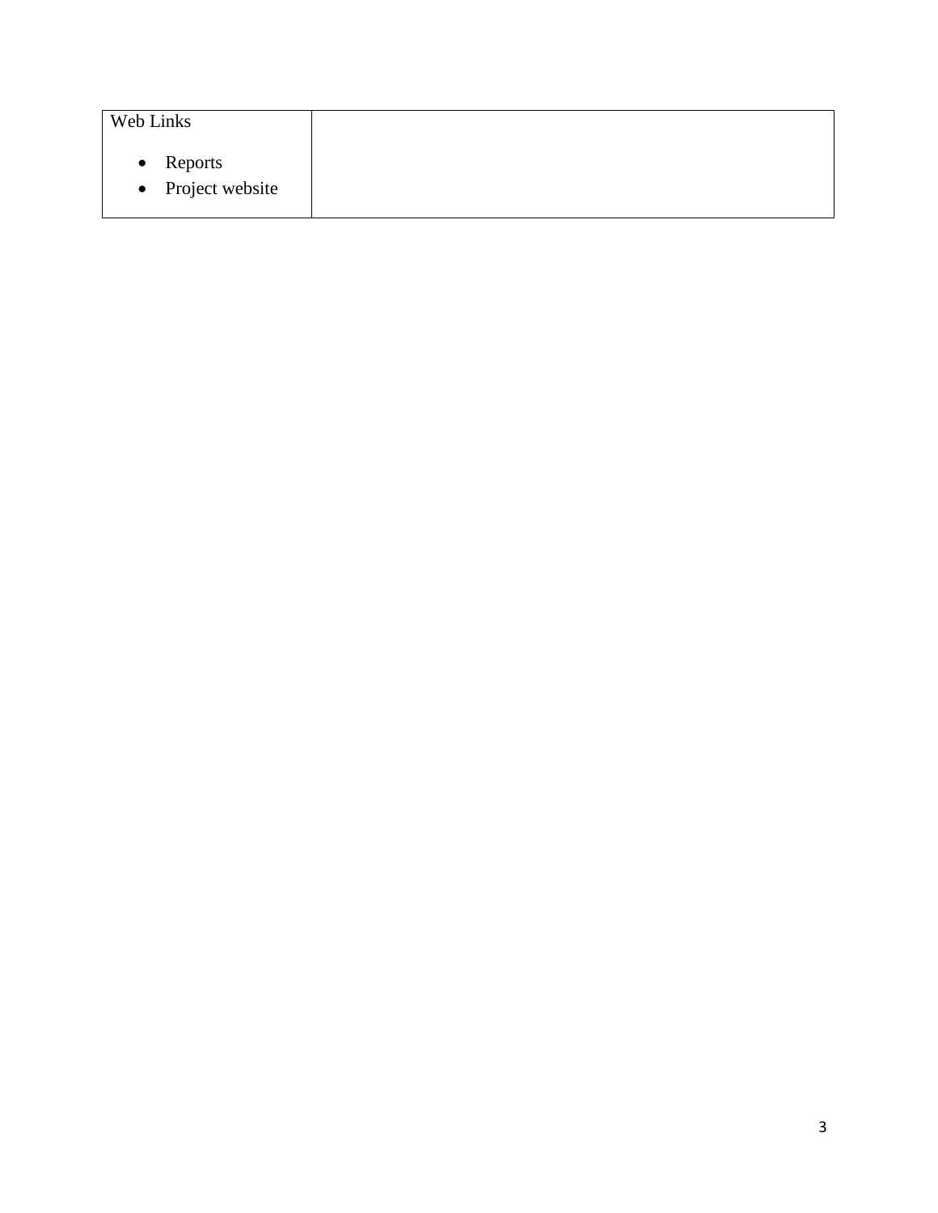| | |
|---|---|
| Web Links<br><br>• Reports<br>• Project website | |